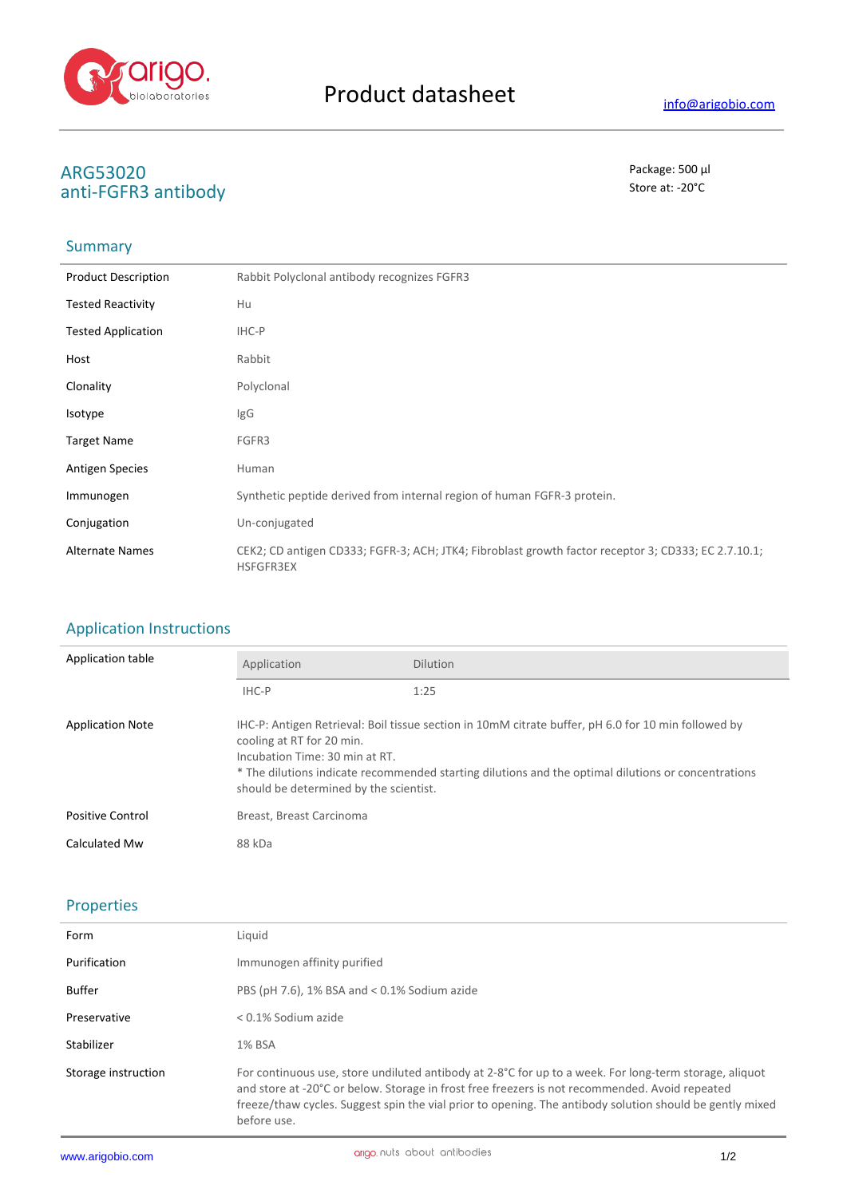# Product datasheet

info@arigobio.com

## ARG53020
## anti-FGFR3 antibody

Package: 500 μl
Store at: -20°C

### Summary

| | |
|---|---|
| Product Description | Rabbit Polyclonal antibody recognizes FGFR3 |
| Tested Reactivity | Hu |
| Tested Application | IHC-P |
| Host | Rabbit |
| Clonality | Polyclonal |
| Isotype | IgG |
| Target Name | FGFR3 |
| Antigen Species | Human |
| Immunogen | Synthetic peptide derived from internal region of human FGFR-3 protein. |
| Conjugation | Un-conjugated |
| Alternate Names | CEK2; CD antigen CD333; FGFR-3; ACH; JTK4; Fibroblast growth factor receptor 3; CD333; EC 2.7.10.1; HSFGFR3EX |

### Application Instructions

**Application table**

| Application | Dilution |
|---|---|
| IHC-P | 1:25 |

| | |
|---|---|
| Application Note | IHC-P: Antigen Retrieval: Boil tissue section in 10mM citrate buffer, pH 6.0 for 10 min followed by cooling at RT for 20 min.<br>Incubation Time: 30 min at RT.<br>* The dilutions indicate recommended starting dilutions and the optimal dilutions or concentrations should be determined by the scientist. |
| Positive Control | Breast, Breast Carcinoma |
| Calculated Mw | 88 kDa |

### Properties

| | |
|---|---|
| Form | Liquid |
| Purification | Immunogen affinity purified |
| Buffer | PBS (pH 7.6), 1% BSA and < 0.1% Sodium azide |
| Preservative | < 0.1% Sodium azide |
| Stabilizer | 1% BSA |
| Storage instruction | For continuous use, store undiluted antibody at 2-8°C for up to a week. For long-term storage, aliquot and store at -20°C or below. Storage in frost free freezers is not recommended. Avoid repeated freeze/thaw cycles. Suggest spin the vial prior to opening. The antibody solution should be gently mixed before use. |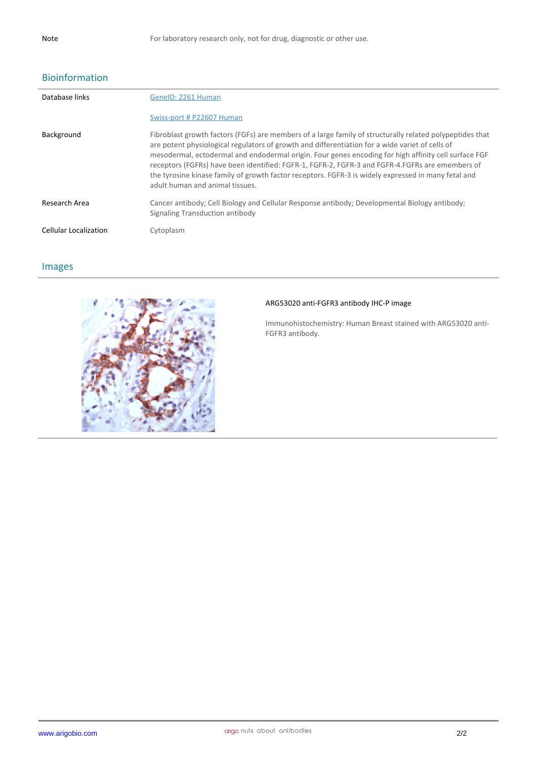| | |
|---|---|
| Note | For laboratory research only, not for drug, diagnostic or other use. |

## Bioinformation

| | |
|---|---|
| Database links | GeneID: 2261 Human<br><br>Swiss-port # P22607 Human |
| Background | Fibroblast growth factors (FGFs) are members of a large family of structurally related polypeptides that are potent physiological regulators of growth and differentiation for a wide variet of cells of mesodermal, ectodermal and endodermal origin. Four genes encoding for high affinity cell surface FGF receptors (FGFRs) have been identified: FGFR-1, FGFR-2, FGFR-3 and FGFR-4.FGFRs are emembers of the tyrosine kinase family of growth factor receptors. FGFR-3 is widely expressed in many fetal and adult human and animal tissues. |
| Research Area | Cancer antibody; Cell Biology and Cellular Response antibody; Developmental Biology antibody; Signaling Transduction antibody |
| Cellular Localization | Cytoplasm |

## Images

**ARG53020 anti-FGFR3 antibody IHC-P image**

Immunohistochemistry: Human Breast stained with ARG53020 anti-FGFR3 antibody.